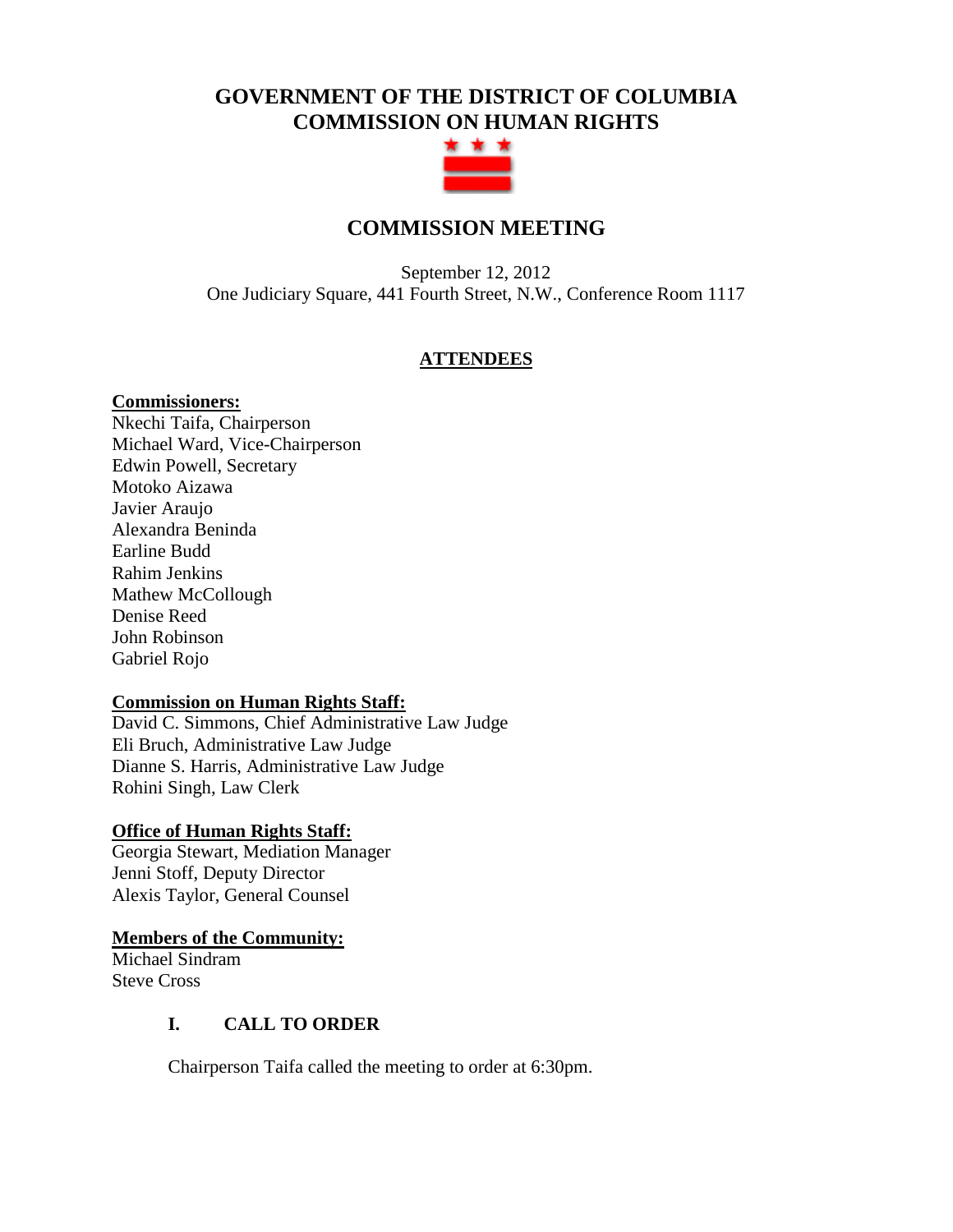# GOVERNMENT OF THE DISTRICT OF COLUMBIA
# COMMISSION ON HUMAN RIGHTS

## COMMISSION MEETING

September 12, 2012
One Judiciary Square, 441 Fourth Street, N.W., Conference Room 1117

### ATTENDEES

**Commissioners:**
Nkechi Taifa, Chairperson
Michael Ward, Vice-Chairperson
Edwin Powell, Secretary
Motoko Aizawa
Javier Araujo
Alexandra Beninda
Earline Budd
Rahim Jenkins
Mathew McCollough
Denise Reed
John Robinson
Gabriel Rojo

**Commission on Human Rights Staff:**
David C. Simmons, Chief Administrative Law Judge
Eli Bruch, Administrative Law Judge
Dianne S. Harris, Administrative Law Judge
Rohini Singh, Law Clerk

**Office of Human Rights Staff:**
Georgia Stewart, Mediation Manager
Jenni Stoff, Deputy Director
Alexis Taylor, General Counsel

**Members of the Community:**
Michael Sindram
Steve Cross

### I. CALL TO ORDER

Chairperson Taifa called the meeting to order at 6:30pm.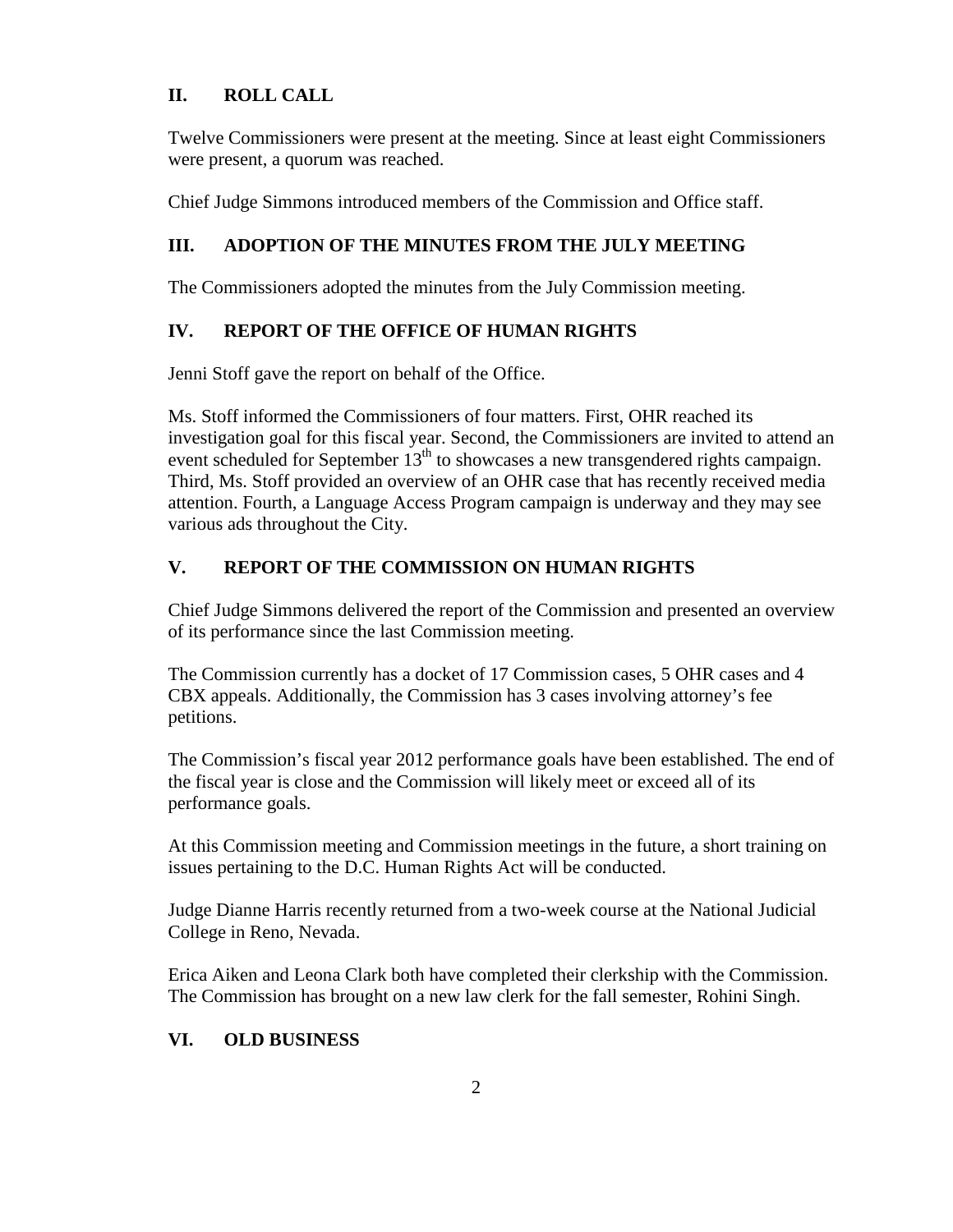## II. ROLL CALL

Twelve Commissioners were present at the meeting. Since at least eight Commissioners were present, a quorum was reached.

Chief Judge Simmons introduced members of the Commission and Office staff.

## III. ADOPTION OF THE MINUTES FROM THE JULY MEETING

The Commissioners adopted the minutes from the July Commission meeting.

## IV. REPORT OF THE OFFICE OF HUMAN RIGHTS

Jenni Stoff gave the report on behalf of the Office.

Ms. Stoff informed the Commissioners of four matters. First, OHR reached its investigation goal for this fiscal year. Second, the Commissioners are invited to attend an event scheduled for September 13th to showcases a new transgendered rights campaign. Third, Ms. Stoff provided an overview of an OHR case that has recently received media attention. Fourth, a Language Access Program campaign is underway and they may see various ads throughout the City.

## V. REPORT OF THE COMMISSION ON HUMAN RIGHTS

Chief Judge Simmons delivered the report of the Commission and presented an overview of its performance since the last Commission meeting.

The Commission currently has a docket of 17 Commission cases, 5 OHR cases and 4 CBX appeals. Additionally, the Commission has 3 cases involving attorney's fee petitions.

The Commission's fiscal year 2012 performance goals have been established. The end of the fiscal year is close and the Commission will likely meet or exceed all of its performance goals.

At this Commission meeting and Commission meetings in the future, a short training on issues pertaining to the D.C. Human Rights Act will be conducted.

Judge Dianne Harris recently returned from a two-week course at the National Judicial College in Reno, Nevada.

Erica Aiken and Leona Clark both have completed their clerkship with the Commission. The Commission has brought on a new law clerk for the fall semester, Rohini Singh.

## VI. OLD BUSINESS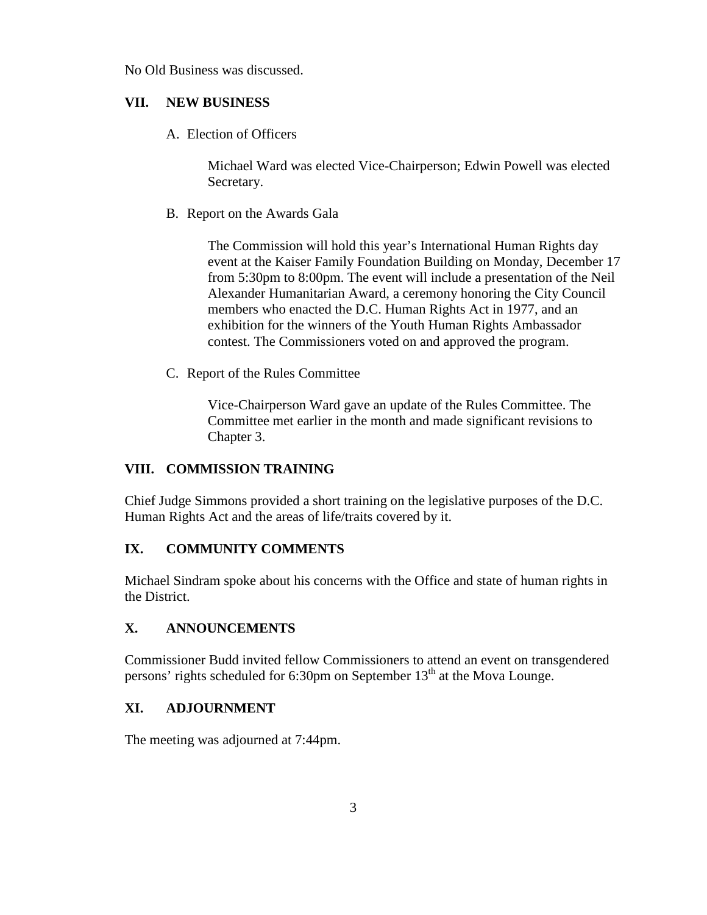No Old Business was discussed.

## VII. NEW BUSINESS

A. Election of Officers

Michael Ward was elected Vice-Chairperson; Edwin Powell was elected Secretary.

B. Report on the Awards Gala

The Commission will hold this year's International Human Rights day event at the Kaiser Family Foundation Building on Monday, December 17 from 5:30pm to 8:00pm. The event will include a presentation of the Neil Alexander Humanitarian Award, a ceremony honoring the City Council members who enacted the D.C. Human Rights Act in 1977, and an exhibition for the winners of the Youth Human Rights Ambassador contest. The Commissioners voted on and approved the program.

C. Report of the Rules Committee

Vice-Chairperson Ward gave an update of the Rules Committee. The Committee met earlier in the month and made significant revisions to Chapter 3.

## VIII. COMMISSION TRAINING

Chief Judge Simmons provided a short training on the legislative purposes of the D.C. Human Rights Act and the areas of life/traits covered by it.

## IX. COMMUNITY COMMENTS

Michael Sindram spoke about his concerns with the Office and state of human rights in the District.

## X. ANNOUNCEMENTS

Commissioner Budd invited fellow Commissioners to attend an event on transgendered persons' rights scheduled for 6:30pm on September 13th at the Mova Lounge.

## XI. ADJOURNMENT

The meeting was adjourned at 7:44pm.